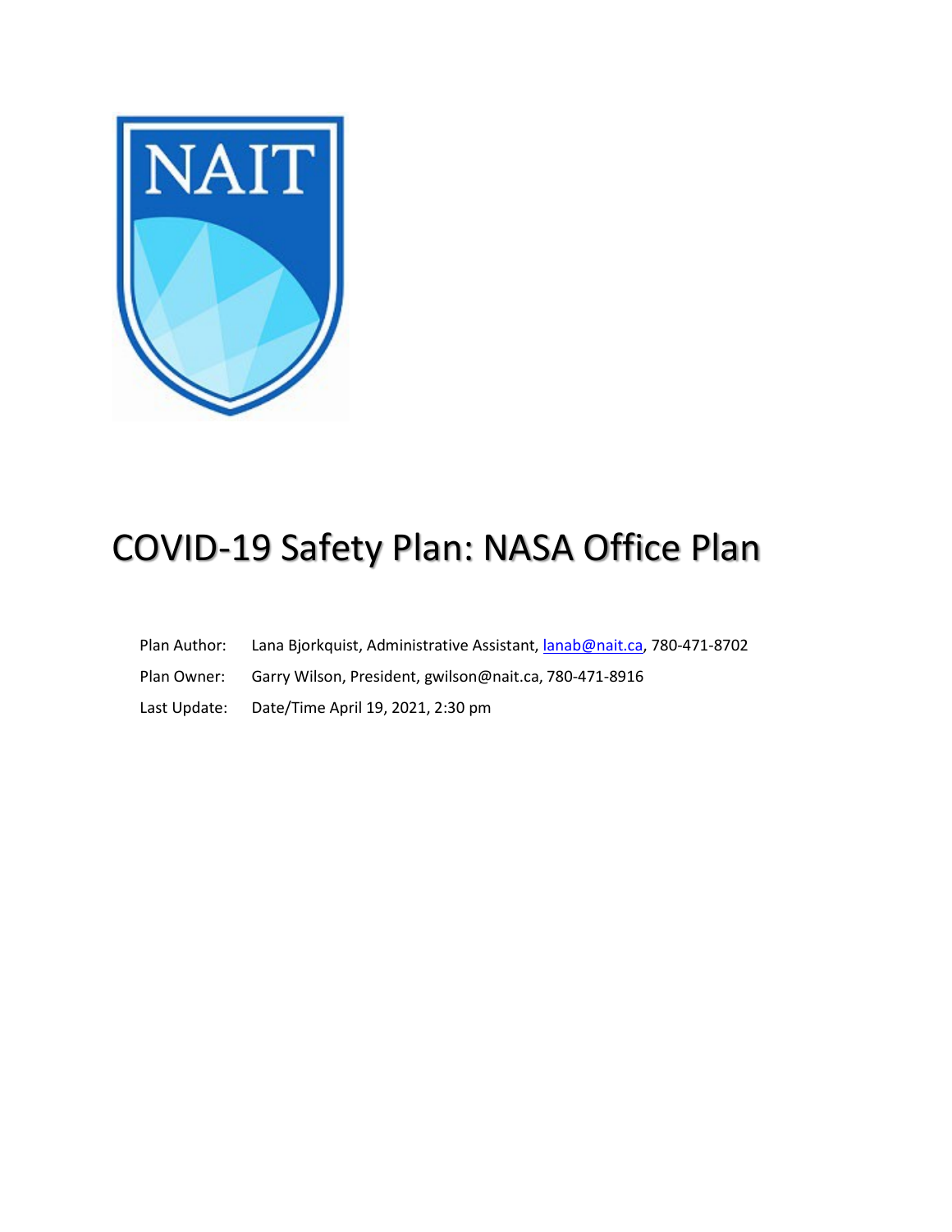# COVID-19 Safety Plan: NASA Office Plan

Plan Author: Lana Bjorkquist, Administrative Assistant, lanab@nait.ca, 780-471-8702

Plan Owner: Garry Wilson, President, gwilson@nait.ca, 780-471-8916

Last Update: Date/Time April 19, 2021, 2:30 pm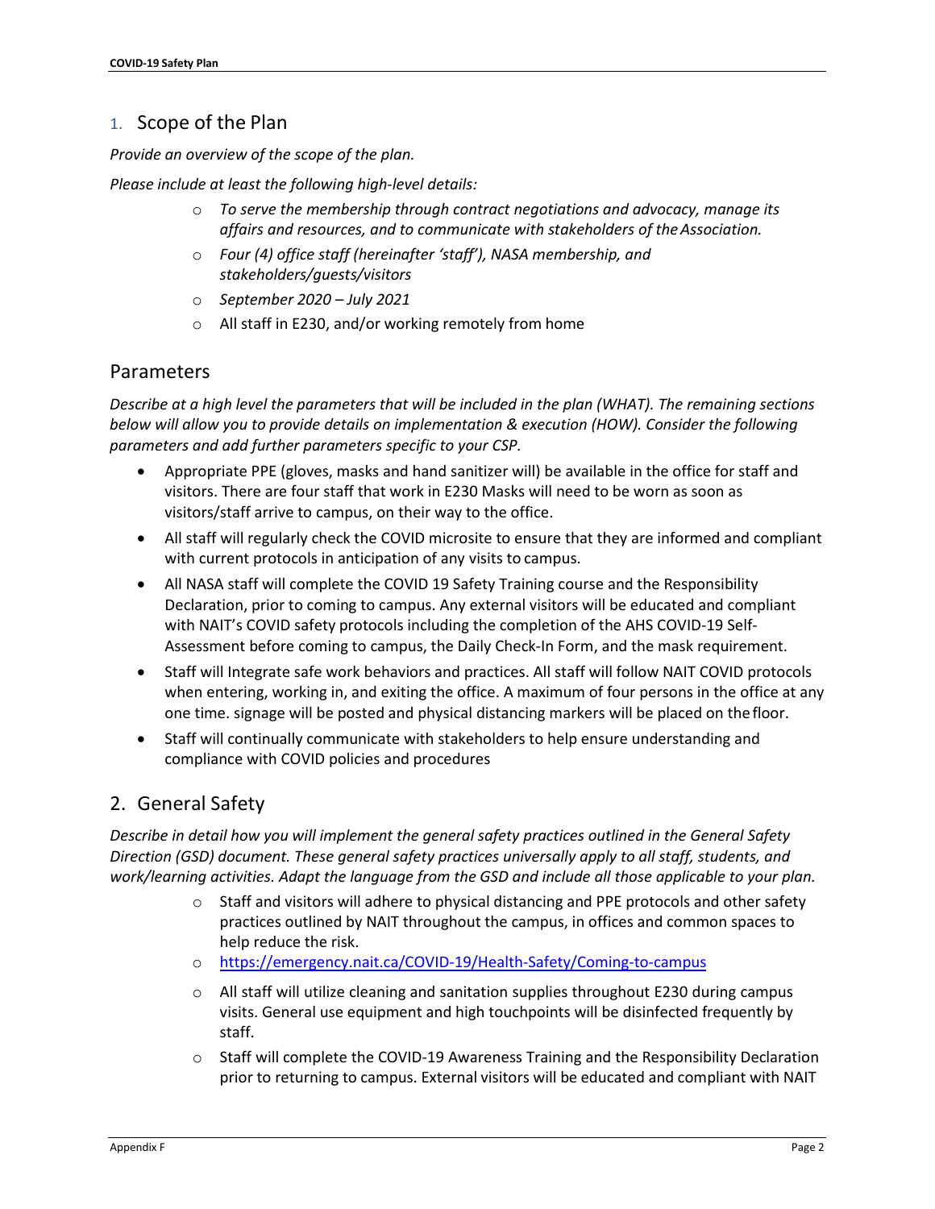## 1. Scope of the Plan

*Provide an overview of the scope of the plan.*

*Please include at least the following high-level details:*

- *To serve the membership through contract negotiations and advocacy, manage its affairs and resources, and to communicate with stakeholders of the Association.*
- *Four (4) office staff (hereinafter 'staff'), NASA membership, and stakeholders/guests/visitors*
- *September 2020 – July 2021*
- All staff in E230, and/or working remotely from home

## Parameters

*Describe at a high level the parameters that will be included in the plan (WHAT). The remaining sections below will allow you to provide details on implementation & execution (HOW). Consider the following parameters and add further parameters specific to your CSP.*

- Appropriate PPE (gloves, masks and hand sanitizer will) be available in the office for staff and visitors. There are four staff that work in E230 Masks will need to be worn as soon as visitors/staff arrive to campus, on their way to the office.
- All staff will regularly check the COVID microsite to ensure that they are informed and compliant with current protocols in anticipation of any visits to campus.
- All NASA staff will complete the COVID 19 Safety Training course and the Responsibility Declaration, prior to coming to campus. Any external visitors will be educated and compliant with NAIT's COVID safety protocols including the completion of the AHS COVID-19 Self-Assessment before coming to campus, the Daily Check-In Form, and the mask requirement.
- Staff will Integrate safe work behaviors and practices. All staff will follow NAIT COVID protocols when entering, working in, and exiting the office. A maximum of four persons in the office at any one time. signage will be posted and physical distancing markers will be placed on the floor.
- Staff will continually communicate with stakeholders to help ensure understanding and compliance with COVID policies and procedures

## 2. General Safety

*Describe in detail how you will implement the general safety practices outlined in the General Safety Direction (GSD) document. These general safety practices universally apply to all staff, students, and work/learning activities. Adapt the language from the GSD and include all those applicable to your plan.*

- Staff and visitors will adhere to physical distancing and PPE protocols and other safety practices outlined by NAIT throughout the campus, in offices and common spaces to help reduce the risk.
- https://emergency.nait.ca/COVID-19/Health-Safety/Coming-to-campus
- All staff will utilize cleaning and sanitation supplies throughout E230 during campus visits. General use equipment and high touchpoints will be disinfected frequently by staff.
- Staff will complete the COVID-19 Awareness Training and the Responsibility Declaration prior to returning to campus. External visitors will be educated and compliant with NAIT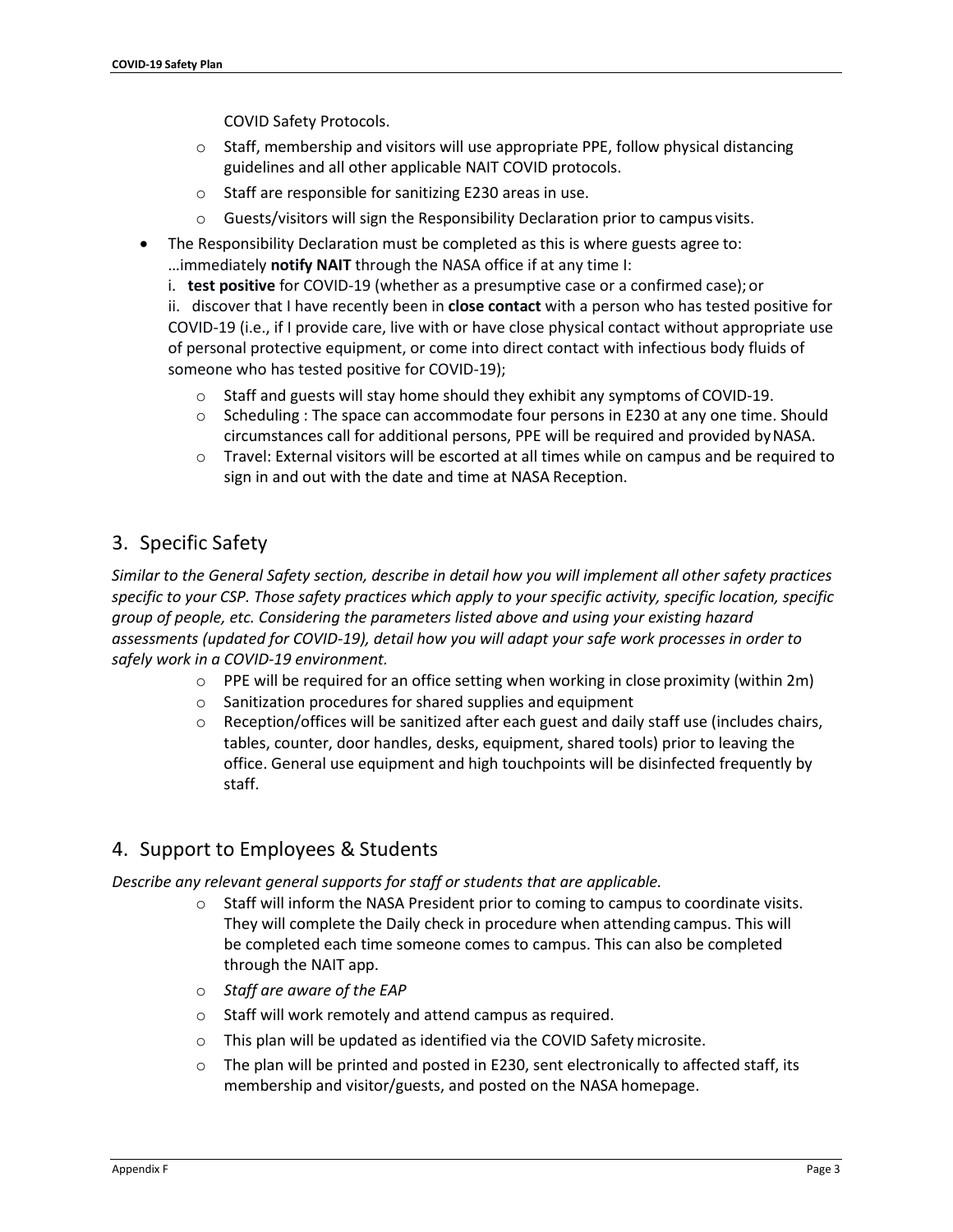COVID Safety Protocols.

- Staff, membership and visitors will use appropriate PPE, follow physical distancing guidelines and all other applicable NAIT COVID protocols.
- Staff are responsible for sanitizing E230 areas in use.
- Guests/visitors will sign the Responsibility Declaration prior to campus visits.

- The Responsibility Declaration must be completed as this is where guests agree to:
  …immediately **notify NAIT** through the NASA office if at any time I:
  i. **test positive** for COVID-19 (whether as a presumptive case or a confirmed case); or
  ii. discover that I have recently been in **close contact** with a person who has tested positive for COVID-19 (i.e., if I provide care, live with or have close physical contact without appropriate use of personal protective equipment, or come into direct contact with infectious body fluids of someone who has tested positive for COVID-19);
  - Staff and guests will stay home should they exhibit any symptoms of COVID-19.
  - Scheduling : The space can accommodate four persons in E230 at any one time. Should circumstances call for additional persons, PPE will be required and provided by NASA.
  - Travel: External visitors will be escorted at all times while on campus and be required to sign in and out with the date and time at NASA Reception.

## 3. Specific Safety

*Similar to the General Safety section, describe in detail how you will implement all other safety practices specific to your CSP. Those safety practices which apply to your specific activity, specific location, specific group of people, etc. Considering the parameters listed above and using your existing hazard assessments (updated for COVID-19), detail how you will adapt your safe work processes in order to safely work in a COVID-19 environment.*

- PPE will be required for an office setting when working in close proximity (within 2m)
- Sanitization procedures for shared supplies and equipment
- Reception/offices will be sanitized after each guest and daily staff use (includes chairs, tables, counter, door handles, desks, equipment, shared tools) prior to leaving the office. General use equipment and high touchpoints will be disinfected frequently by staff.

## 4. Support to Employees & Students

*Describe any relevant general supports for staff or students that are applicable.*

- Staff will inform the NASA President prior to coming to campus to coordinate visits. They will complete the Daily check in procedure when attending campus. This will be completed each time someone comes to campus. This can also be completed through the NAIT app.
- *Staff are aware of the EAP*
- Staff will work remotely and attend campus as required.
- This plan will be updated as identified via the COVID Safety microsite.
- The plan will be printed and posted in E230, sent electronically to affected staff, its membership and visitor/guests, and posted on the NASA homepage.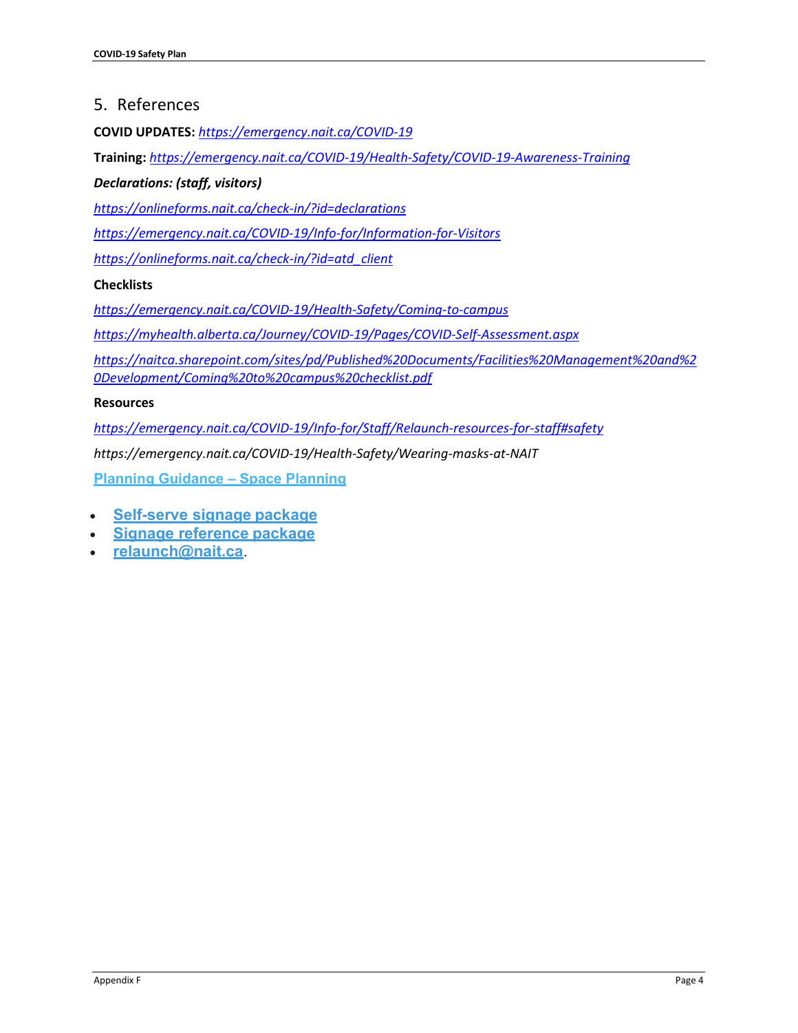## 5. References

**COVID UPDATES:** *https://emergency.nait.ca/COVID-19*

**Training:** *https://emergency.nait.ca/COVID-19/Health-Safety/COVID-19-Awareness-Training*

***Declarations: (staff, visitors)***

*https://onlineforms.nait.ca/check-in/?id=declarations*

*https://emergency.nait.ca/COVID-19/Info-for/Information-for-Visitors*

*https://onlineforms.nait.ca/check-in/?id=atd_client*

**Checklists**

*https://emergency.nait.ca/COVID-19/Health-Safety/Coming-to-campus*

*https://myhealth.alberta.ca/Journey/COVID-19/Pages/COVID-Self-Assessment.aspx*

*https://naitca.sharepoint.com/sites/pd/Published%20Documents/Facilities%20Management%20and%20Development/Coming%20to%20campus%20checklist.pdf*

**Resources**

*https://emergency.nait.ca/COVID-19/Info-for/Staff/Relaunch-resources-for-staff#safety*

*https://emergency.nait.ca/COVID-19/Health-Safety/Wearing-masks-at-NAIT*

**Planning Guidance – Space Planning**

- **Self-serve signage package**
- **Signage reference package**
- **relaunch@nait.ca**.